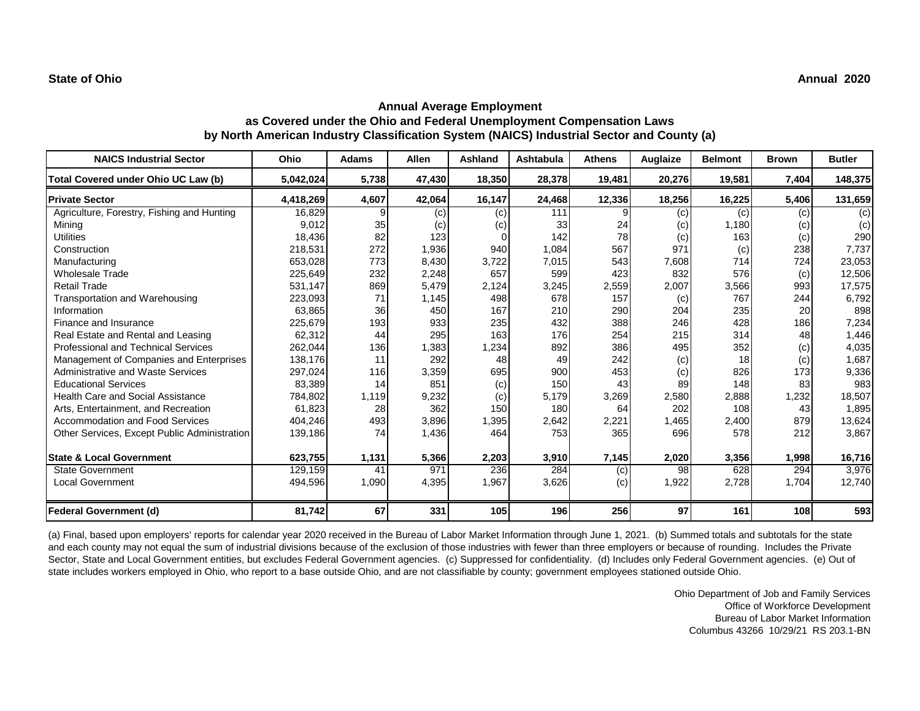**State of Ohio**

**Annual 2020**

## Annual Average Employment as Covered under the Ohio and Federal Unemployment Compensation Laws by North American Industry Classification System (NAICS) Industrial Sector and County (a)

| NAICS Industrial Sector | Ohio | Adams | Allen | Ashland | Ashtabula | Athens | Auglaize | Belmont | Brown | Butler |
|---|---|---|---|---|---|---|---|---|---|---|
| **Total Covered under Ohio UC Law (b)** | **5,042,024** | **5,738** | **47,430** | **18,350** | **28,378** | **19,481** | **20,276** | **19,581** | **7,404** | **148,375** |
| **Private Sector** | **4,418,269** | **4,607** | **42,064** | **16,147** | **24,468** | **12,336** | **18,256** | **16,225** | **5,406** | **131,659** |
| Agriculture, Forestry, Fishing and Hunting | 16,829 | 9 | (c) | (c) | 111 | 9 | (c) | (c) | (c) | (c) |
| Mining | 9,012 | 35 | (c) | (c) | 33 | 24 | (c) | 1,180 | (c) | (c) |
| Utilities | 18,436 | 82 | 123 | 0 | 142 | 78 | (c) | 163 | (c) | 290 |
| Construction | 218,531 | 272 | 1,936 | 940 | 1,084 | 567 | 971 | (c) | 238 | 7,737 |
| Manufacturing | 653,028 | 773 | 8,430 | 3,722 | 7,015 | 543 | 7,608 | 714 | 724 | 23,053 |
| Wholesale Trade | 225,649 | 232 | 2,248 | 657 | 599 | 423 | 832 | 576 | (c) | 12,506 |
| Retail Trade | 531,147 | 869 | 5,479 | 2,124 | 3,245 | 2,559 | 2,007 | 3,566 | 993 | 17,575 |
| Transportation and Warehousing | 223,093 | 71 | 1,145 | 498 | 678 | 157 | (c) | 767 | 244 | 6,792 |
| Information | 63,865 | 36 | 450 | 167 | 210 | 290 | 204 | 235 | 20 | 898 |
| Finance and Insurance | 225,679 | 193 | 933 | 235 | 432 | 388 | 246 | 428 | 186 | 7,234 |
| Real Estate and Rental and Leasing | 62,312 | 44 | 295 | 163 | 176 | 254 | 215 | 314 | 48 | 1,446 |
| Professional and Technical Services | 262,044 | 136 | 1,383 | 1,234 | 892 | 386 | 495 | 352 | (c) | 4,035 |
| Management of Companies and Enterprises | 138,176 | 11 | 292 | 48 | 49 | 242 | (c) | 18 | (c) | 1,687 |
| Administrative and Waste Services | 297,024 | 116 | 3,359 | 695 | 900 | 453 | (c) | 826 | 173 | 9,336 |
| Educational Services | 83,389 | 14 | 851 | (c) | 150 | 43 | 89 | 148 | 83 | 983 |
| Health Care and Social Assistance | 784,802 | 1,119 | 9,232 | (c) | 5,179 | 3,269 | 2,580 | 2,888 | 1,232 | 18,507 |
| Arts, Entertainment, and Recreation | 61,823 | 28 | 362 | 150 | 180 | 64 | 202 | 108 | 43 | 1,895 |
| Accommodation and Food Services | 404,246 | 493 | 3,896 | 1,395 | 2,642 | 2,221 | 1,465 | 2,400 | 879 | 13,624 |
| Other Services, Except Public Administration | 139,186 | 74 | 1,436 | 464 | 753 | 365 | 696 | 578 | 212 | 3,867 |
| **State & Local Government** | **623,755** | **1,131** | **5,366** | **2,203** | **3,910** | **7,145** | **2,020** | **3,356** | **1,998** | **16,716** |
| State Government | 129,159 | 41 | 971 | 236 | 284 | (c) | 98 | 628 | 294 | 3,976 |
| Local Government | 494,596 | 1,090 | 4,395 | 1,967 | 3,626 | (c) | 1,922 | 2,728 | 1,704 | 12,740 |
| **Federal Government (d)** | **81,742** | **67** | **331** | **105** | **196** | **256** | **97** | **161** | **108** | **593** |

(a) Final, based upon employers' reports for calendar year 2020 received in the Bureau of Labor Market Information through June 1, 2021. (b) Summed totals and subtotals for the state and each county may not equal the sum of industrial divisions because of the exclusion of those industries with fewer than three employers or because of rounding. Includes the Private Sector, State and Local Government entities, but excludes Federal Government agencies. (c) Suppressed for confidentiality. (d) Includes only Federal Government agencies. (e) Out of state includes workers employed in Ohio, who report to a base outside Ohio, and are not classifiable by county; government employees stationed outside Ohio.

Ohio Department of Job and Family Services
Office of Workforce Development
Bureau of Labor Market Information
Columbus 43266 10/29/21 RS 203.1-BN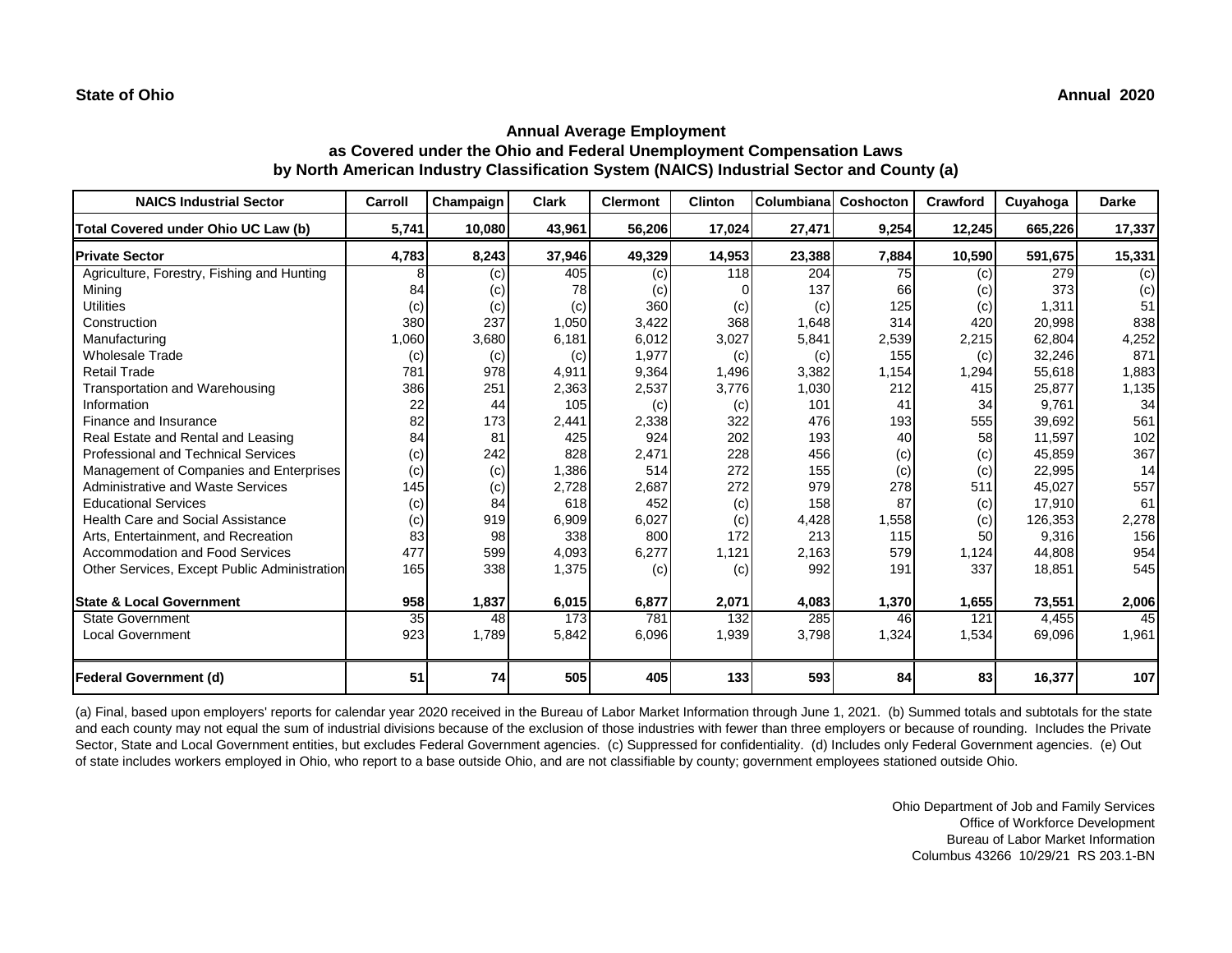**State of Ohio** **Annual 2020**

## Annual Average Employment as Covered under the Ohio and Federal Unemployment Compensation Laws by North American Industry Classification System (NAICS) Industrial Sector and County (a)

| NAICS Industrial Sector | Carroll | Champaign | Clark | Clermont | Clinton | Columbiana | Coshocton | Crawford | Cuyahoga | Darke |
|---|---|---|---|---|---|---|---|---|---|---|
| **Total Covered under Ohio UC Law (b)** | **5,741** | **10,080** | **43,961** | **56,206** | **17,024** | **27,471** | **9,254** | **12,245** | **665,226** | **17,337** |
| **Private Sector** | **4,783** | **8,243** | **37,946** | **49,329** | **14,953** | **23,388** | **7,884** | **10,590** | **591,675** | **15,331** |
| Agriculture, Forestry, Fishing and Hunting | 8 | (c) | 405 | (c) | 118 | 204 | 75 | (c) | 279 | (c) |
| Mining | 84 | (c) | 78 | (c) | 0 | 137 | 66 | (c) | 373 | (c) |
| Utilities | (c) | (c) | (c) | 360 | (c) | (c) | 125 | (c) | 1,311 | 51 |
| Construction | 380 | 237 | 1,050 | 3,422 | 368 | 1,648 | 314 | 420 | 20,998 | 838 |
| Manufacturing | 1,060 | 3,680 | 6,181 | 6,012 | 3,027 | 5,841 | 2,539 | 2,215 | 62,804 | 4,252 |
| Wholesale Trade | (c) | (c) | (c) | 1,977 | (c) | (c) | 155 | (c) | 32,246 | 871 |
| Retail Trade | 781 | 978 | 4,911 | 9,364 | 1,496 | 3,382 | 1,154 | 1,294 | 55,618 | 1,883 |
| Transportation and Warehousing | 386 | 251 | 2,363 | 2,537 | 3,776 | 1,030 | 212 | 415 | 25,877 | 1,135 |
| Information | 22 | 44 | 105 | (c) | (c) | 101 | 41 | 34 | 9,761 | 34 |
| Finance and Insurance | 82 | 173 | 2,441 | 2,338 | 322 | 476 | 193 | 555 | 39,692 | 561 |
| Real Estate and Rental and Leasing | 84 | 81 | 425 | 924 | 202 | 193 | 40 | 58 | 11,597 | 102 |
| Professional and Technical Services | (c) | 242 | 828 | 2,471 | 228 | 456 | (c) | (c) | 45,859 | 367 |
| Management of Companies and Enterprises | (c) | (c) | 1,386 | 514 | 272 | 155 | (c) | (c) | 22,995 | 14 |
| Administrative and Waste Services | 145 | (c) | 2,728 | 2,687 | 272 | 979 | 278 | 511 | 45,027 | 557 |
| Educational Services | (c) | 84 | 618 | 452 | (c) | 158 | 87 | (c) | 17,910 | 61 |
| Health Care and Social Assistance | (c) | 919 | 6,909 | 6,027 | (c) | 4,428 | 1,558 | (c) | 126,353 | 2,278 |
| Arts, Entertainment, and Recreation | 83 | 98 | 338 | 800 | 172 | 213 | 115 | 50 | 9,316 | 156 |
| Accommodation and Food Services | 477 | 599 | 4,093 | 6,277 | 1,121 | 2,163 | 579 | 1,124 | 44,808 | 954 |
| Other Services, Except Public Administration | 165 | 338 | 1,375 | (c) | (c) | 992 | 191 | 337 | 18,851 | 545 |
| **State & Local Government** | **958** | **1,837** | **6,015** | **6,877** | **2,071** | **4,083** | **1,370** | **1,655** | **73,551** | **2,006** |
| State Government | 35 | 48 | 173 | 781 | 132 | 285 | 46 | 121 | 4,455 | 45 |
| Local Government | 923 | 1,789 | 5,842 | 6,096 | 1,939 | 3,798 | 1,324 | 1,534 | 69,096 | 1,961 |
| **Federal Government (d)** | **51** | **74** | **505** | **405** | **133** | **593** | **84** | **83** | **16,377** | **107** |

(a) Final, based upon employers' reports for calendar year 2020 received in the Bureau of Labor Market Information through June 1, 2021. (b) Summed totals and subtotals for the state and each county may not equal the sum of industrial divisions because of the exclusion of those industries with fewer than three employers or because of rounding. Includes the Private Sector, State and Local Government entities, but excludes Federal Government agencies. (c) Suppressed for confidentiality. (d) Includes only Federal Government agencies. (e) Out of state includes workers employed in Ohio, who report to a base outside Ohio, and are not classifiable by county; government employees stationed outside Ohio.

Ohio Department of Job and Family Services
Office of Workforce Development
Bureau of Labor Market Information
Columbus 43266 10/29/21 RS 203.1-BN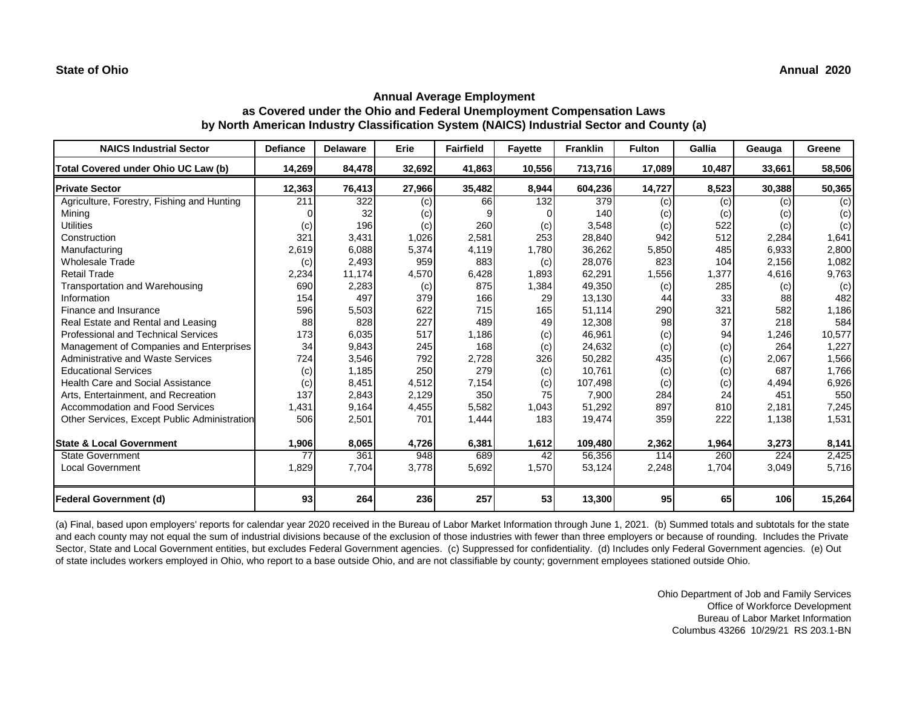**State of Ohio** **Annual 2020**

## Annual Average Employment
## as Covered under the Ohio and Federal Unemployment Compensation Laws
## by North American Industry Classification System (NAICS) Industrial Sector and County (a)

| NAICS Industrial Sector | Defiance | Delaware | Erie | Fairfield | Fayette | Franklin | Fulton | Gallia | Geauga | Greene |
|---|---|---|---|---|---|---|---|---|---|---|
| **Total Covered under Ohio UC Law (b)** | **14,269** | **84,478** | **32,692** | **41,863** | **10,556** | **713,716** | **17,089** | **10,487** | **33,661** | **58,506** |
| **Private Sector** | **12,363** | **76,413** | **27,966** | **35,482** | **8,944** | **604,236** | **14,727** | **8,523** | **30,388** | **50,365** |
| Agriculture, Forestry, Fishing and Hunting | 211 | 322 | (c) | 66 | 132 | 379 | (c) | (c) | (c) | (c) |
| Mining | 0 | 32 | (c) | 9 | 0 | 140 | (c) | (c) | (c) | (c) |
| Utilities | (c) | 196 | (c) | 260 | (c) | 3,548 | (c) | 522 | (c) | (c) |
| Construction | 321 | 3,431 | 1,026 | 2,581 | 253 | 28,840 | 942 | 512 | 2,284 | 1,641 |
| Manufacturing | 2,619 | 6,088 | 5,374 | 4,119 | 1,780 | 36,262 | 5,850 | 485 | 6,933 | 2,800 |
| Wholesale Trade | (c) | 2,493 | 959 | 883 | (c) | 28,076 | 823 | 104 | 2,156 | 1,082 |
| Retail Trade | 2,234 | 11,174 | 4,570 | 6,428 | 1,893 | 62,291 | 1,556 | 1,377 | 4,616 | 9,763 |
| Transportation and Warehousing | 690 | 2,283 | (c) | 875 | 1,384 | 49,350 | (c) | 285 | (c) | (c) |
| Information | 154 | 497 | 379 | 166 | 29 | 13,130 | 44 | 33 | 88 | 482 |
| Finance and Insurance | 596 | 5,503 | 622 | 715 | 165 | 51,114 | 290 | 321 | 582 | 1,186 |
| Real Estate and Rental and Leasing | 88 | 828 | 227 | 489 | 49 | 12,308 | 98 | 37 | 218 | 584 |
| Professional and Technical Services | 173 | 6,035 | 517 | 1,186 | (c) | 46,961 | (c) | 94 | 1,246 | 10,577 |
| Management of Companies and Enterprises | 34 | 9,843 | 245 | 168 | (c) | 24,632 | (c) | (c) | 264 | 1,227 |
| Administrative and Waste Services | 724 | 3,546 | 792 | 2,728 | 326 | 50,282 | 435 | (c) | 2,067 | 1,566 |
| Educational Services | (c) | 1,185 | 250 | 279 | (c) | 10,761 | (c) | (c) | 687 | 1,766 |
| Health Care and Social Assistance | (c) | 8,451 | 4,512 | 7,154 | (c) | 107,498 | (c) | (c) | 4,494 | 6,926 |
| Arts, Entertainment, and Recreation | 137 | 2,843 | 2,129 | 350 | 75 | 7,900 | 284 | 24 | 451 | 550 |
| Accommodation and Food Services | 1,431 | 9,164 | 4,455 | 5,582 | 1,043 | 51,292 | 897 | 810 | 2,181 | 7,245 |
| Other Services, Except Public Administration | 506 | 2,501 | 701 | 1,444 | 183 | 19,474 | 359 | 222 | 1,138 | 1,531 |
| **State & Local Government** | **1,906** | **8,065** | **4,726** | **6,381** | **1,612** | **109,480** | **2,362** | **1,964** | **3,273** | **8,141** |
| State Government | 77 | 361 | 948 | 689 | 42 | 56,356 | 114 | 260 | 224 | 2,425 |
| Local Government | 1,829 | 7,704 | 3,778 | 5,692 | 1,570 | 53,124 | 2,248 | 1,704 | 3,049 | 5,716 |
| **Federal Government (d)** | **93** | **264** | **236** | **257** | **53** | **13,300** | **95** | **65** | **106** | **15,264** |

(a) Final, based upon employers' reports for calendar year 2020 received in the Bureau of Labor Market Information through June 1, 2021. (b) Summed totals and subtotals for the state and each county may not equal the sum of industrial divisions because of the exclusion of those industries with fewer than three employers or because of rounding. Includes the Private Sector, State and Local Government entities, but excludes Federal Government agencies. (c) Suppressed for confidentiality. (d) Includes only Federal Government agencies. (e) Out of state includes workers employed in Ohio, who report to a base outside Ohio, and are not classifiable by county; government employees stationed outside Ohio.

Ohio Department of Job and Family Services
Office of Workforce Development
Bureau of Labor Market Information
Columbus 43266 10/29/21 RS 203.1-BN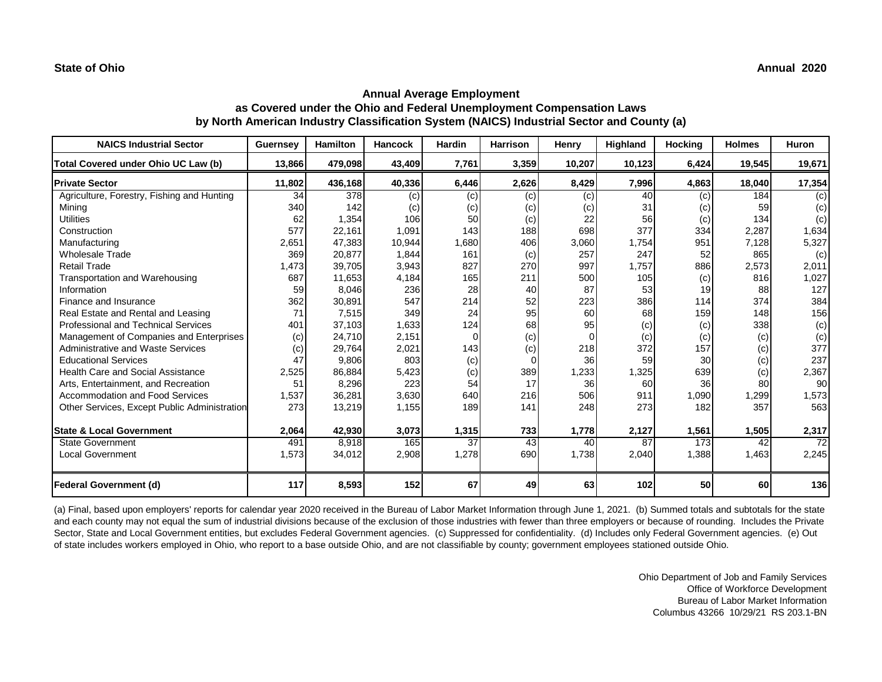**State of Ohio** **Annual 2020**

## Annual Average Employment as Covered under the Ohio and Federal Unemployment Compensation Laws by North American Industry Classification System (NAICS) Industrial Sector and County (a)

| NAICS Industrial Sector | Guernsey | Hamilton | Hancock | Hardin | Harrison | Henry | Highland | Hocking | Holmes | Huron |
|---|---|---|---|---|---|---|---|---|---|---|
| **Total Covered under Ohio UC Law (b)** | **13,866** | **479,098** | **43,409** | **7,761** | **3,359** | **10,207** | **10,123** | **6,424** | **19,545** | **19,671** |
| **Private Sector** | **11,802** | **436,168** | **40,336** | **6,446** | **2,626** | **8,429** | **7,996** | **4,863** | **18,040** | **17,354** |
| Agriculture, Forestry, Fishing and Hunting | 34 | 378 | (c) | (c) | (c) | (c) | 40 | (c) | 184 | (c) |
| Mining | 340 | 142 | (c) | (c) | (c) | (c) | 31 | (c) | 59 | (c) |
| Utilities | 62 | 1,354 | 106 | 50 | (c) | 22 | 56 | (c) | 134 | (c) |
| Construction | 577 | 22,161 | 1,091 | 143 | 188 | 698 | 377 | 334 | 2,287 | 1,634 |
| Manufacturing | 2,651 | 47,383 | 10,944 | 1,680 | 406 | 3,060 | 1,754 | 951 | 7,128 | 5,327 |
| Wholesale Trade | 369 | 20,877 | 1,844 | 161 | (c) | 257 | 247 | 52 | 865 | (c) |
| Retail Trade | 1,473 | 39,705 | 3,943 | 827 | 270 | 997 | 1,757 | 886 | 2,573 | 2,011 |
| Transportation and Warehousing | 687 | 11,653 | 4,184 | 165 | 211 | 500 | 105 | (c) | 816 | 1,027 |
| Information | 59 | 8,046 | 236 | 28 | 40 | 87 | 53 | 19 | 88 | 127 |
| Finance and Insurance | 362 | 30,891 | 547 | 214 | 52 | 223 | 386 | 114 | 374 | 384 |
| Real Estate and Rental and Leasing | 71 | 7,515 | 349 | 24 | 95 | 60 | 68 | 159 | 148 | 156 |
| Professional and Technical Services | 401 | 37,103 | 1,633 | 124 | 68 | 95 | (c) | (c) | 338 | (c) |
| Management of Companies and Enterprises | (c) | 24,710 | 2,151 | 0 | (c) | 0 | (c) | (c) | (c) | (c) |
| Administrative and Waste Services | (c) | 29,764 | 2,021 | 143 | (c) | 218 | 372 | 157 | (c) | 377 |
| Educational Services | 47 | 9,806 | 803 | (c) | 0 | 36 | 59 | 30 | (c) | 237 |
| Health Care and Social Assistance | 2,525 | 86,884 | 5,423 | (c) | 389 | 1,233 | 1,325 | 639 | (c) | 2,367 |
| Arts, Entertainment, and Recreation | 51 | 8,296 | 223 | 54 | 17 | 36 | 60 | 36 | 80 | 90 |
| Accommodation and Food Services | 1,537 | 36,281 | 3,630 | 640 | 216 | 506 | 911 | 1,090 | 1,299 | 1,573 |
| Other Services, Except Public Administration | 273 | 13,219 | 1,155 | 189 | 141 | 248 | 273 | 182 | 357 | 563 |
| **State & Local Government** | **2,064** | **42,930** | **3,073** | **1,315** | **733** | **1,778** | **2,127** | **1,561** | **1,505** | **2,317** |
| State Government | 491 | 8,918 | 165 | 37 | 43 | 40 | 87 | 173 | 42 | 72 |
| Local Government | 1,573 | 34,012 | 2,908 | 1,278 | 690 | 1,738 | 2,040 | 1,388 | 1,463 | 2,245 |
| **Federal Government (d)** | **117** | **8,593** | **152** | **67** | **49** | **63** | **102** | **50** | **60** | **136** |

(a) Final, based upon employers' reports for calendar year 2020 received in the Bureau of Labor Market Information through June 1, 2021. (b) Summed totals and subtotals for the state and each county may not equal the sum of industrial divisions because of the exclusion of those industries with fewer than three employers or because of rounding. Includes the Private Sector, State and Local Government entities, but excludes Federal Government agencies. (c) Suppressed for confidentiality. (d) Includes only Federal Government agencies. (e) Out of state includes workers employed in Ohio, who report to a base outside Ohio, and are not classifiable by county; government employees stationed outside Ohio.

Ohio Department of Job and Family Services
Office of Workforce Development
Bureau of Labor Market Information
Columbus 43266 10/29/21 RS 203.1-BN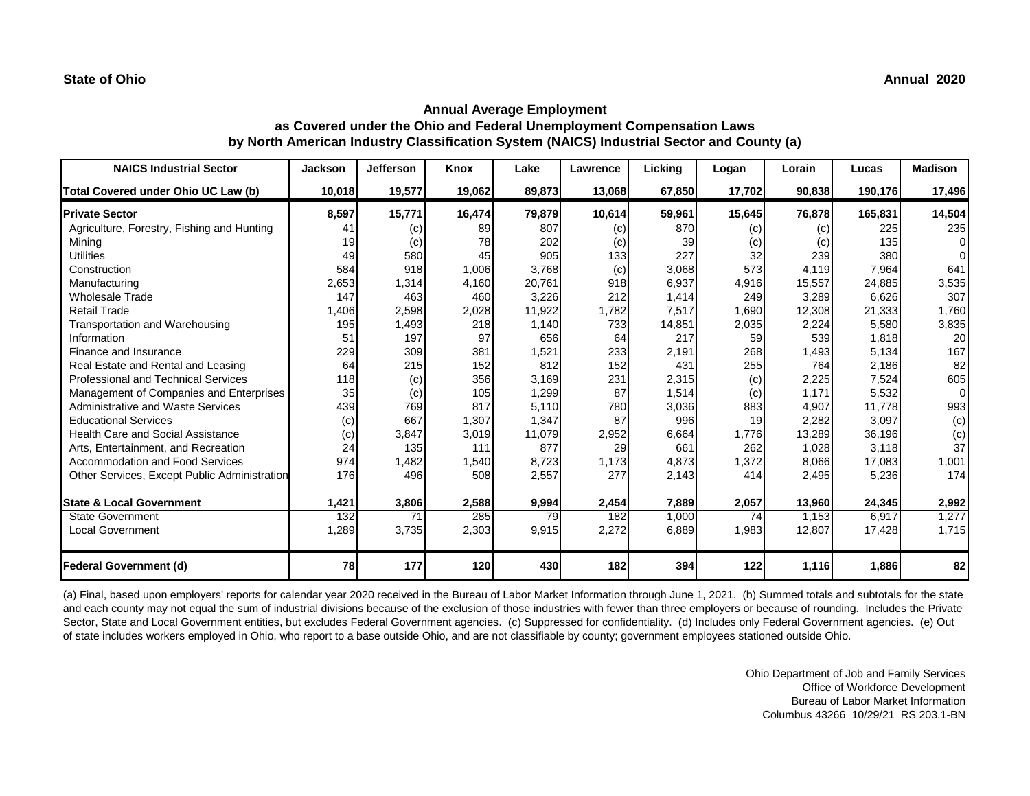State of Ohio

Annual 2020

## Annual Average Employment
## as Covered under the Ohio and Federal Unemployment Compensation Laws
## by North American Industry Classification System (NAICS) Industrial Sector and County (a)

| NAICS Industrial Sector | Jackson | Jefferson | Knox | Lake | Lawrence | Licking | Logan | Lorain | Lucas | Madison |
|---|---|---|---|---|---|---|---|---|---|---|
| **Total Covered under Ohio UC Law (b)** | **10,018** | **19,577** | **19,062** | **89,873** | **13,068** | **67,850** | **17,702** | **90,838** | **190,176** | **17,496** |
| **Private Sector** | **8,597** | **15,771** | **16,474** | **79,879** | **10,614** | **59,961** | **15,645** | **76,878** | **165,831** | **14,504** |
| Agriculture, Forestry, Fishing and Hunting | 41 | (c) | 89 | 807 | (c) | 870 | (c) | (c) | 225 | 235 |
| Mining | 19 | (c) | 78 | 202 | (c) | 39 | (c) | (c) | 135 | 0 |
| Utilities | 49 | 580 | 45 | 905 | 133 | 227 | 32 | 239 | 380 | 0 |
| Construction | 584 | 918 | 1,006 | 3,768 | (c) | 3,068 | 573 | 4,119 | 7,964 | 641 |
| Manufacturing | 2,653 | 1,314 | 4,160 | 20,761 | 918 | 6,937 | 4,916 | 15,557 | 24,885 | 3,535 |
| Wholesale Trade | 147 | 463 | 460 | 3,226 | 212 | 1,414 | 249 | 3,289 | 6,626 | 307 |
| Retail Trade | 1,406 | 2,598 | 2,028 | 11,922 | 1,782 | 7,517 | 1,690 | 12,308 | 21,333 | 1,760 |
| Transportation and Warehousing | 195 | 1,493 | 218 | 1,140 | 733 | 14,851 | 2,035 | 2,224 | 5,580 | 3,835 |
| Information | 51 | 197 | 97 | 656 | 64 | 217 | 59 | 539 | 1,818 | 20 |
| Finance and Insurance | 229 | 309 | 381 | 1,521 | 233 | 2,191 | 268 | 1,493 | 5,134 | 167 |
| Real Estate and Rental and Leasing | 64 | 215 | 152 | 812 | 152 | 431 | 255 | 764 | 2,186 | 82 |
| Professional and Technical Services | 118 | (c) | 356 | 3,169 | 231 | 2,315 | (c) | 2,225 | 7,524 | 605 |
| Management of Companies and Enterprises | 35 | (c) | 105 | 1,299 | 87 | 1,514 | (c) | 1,171 | 5,532 | 0 |
| Administrative and Waste Services | 439 | 769 | 817 | 5,110 | 780 | 3,036 | 883 | 4,907 | 11,778 | 993 |
| Educational Services | (c) | 667 | 1,307 | 1,347 | 87 | 996 | 19 | 2,282 | 3,097 | (c) |
| Health Care and Social Assistance | (c) | 3,847 | 3,019 | 11,079 | 2,952 | 6,664 | 1,776 | 13,289 | 36,196 | (c) |
| Arts, Entertainment, and Recreation | 24 | 135 | 111 | 877 | 29 | 661 | 262 | 1,028 | 3,118 | 37 |
| Accommodation and Food Services | 974 | 1,482 | 1,540 | 8,723 | 1,173 | 4,873 | 1,372 | 8,066 | 17,083 | 1,001 |
| Other Services, Except Public Administration | 176 | 496 | 508 | 2,557 | 277 | 2,143 | 414 | 2,495 | 5,236 | 174 |
| **State & Local Government** | **1,421** | **3,806** | **2,588** | **9,994** | **2,454** | **7,889** | **2,057** | **13,960** | **24,345** | **2,992** |
| State Government | 132 | 71 | 285 | 79 | 182 | 1,000 | 74 | 1,153 | 6,917 | 1,277 |
| Local Government | 1,289 | 3,735 | 2,303 | 9,915 | 2,272 | 6,889 | 1,983 | 12,807 | 17,428 | 1,715 |
| **Federal Government (d)** | **78** | **177** | **120** | **430** | **182** | **394** | **122** | **1,116** | **1,886** | **82** |

(a) Final, based upon employers' reports for calendar year 2020 received in the Bureau of Labor Market Information through June 1, 2021. (b) Summed totals and subtotals for the state and each county may not equal the sum of industrial divisions because of the exclusion of those industries with fewer than three employers or because of rounding. Includes the Private Sector, State and Local Government entities, but excludes Federal Government agencies. (c) Suppressed for confidentiality. (d) Includes only Federal Government agencies. (e) Out of state includes workers employed in Ohio, who report to a base outside Ohio, and are not classifiable by county; government employees stationed outside Ohio.

Ohio Department of Job and Family Services
Office of Workforce Development
Bureau of Labor Market Information
Columbus 43266 10/29/21 RS 203.1-BN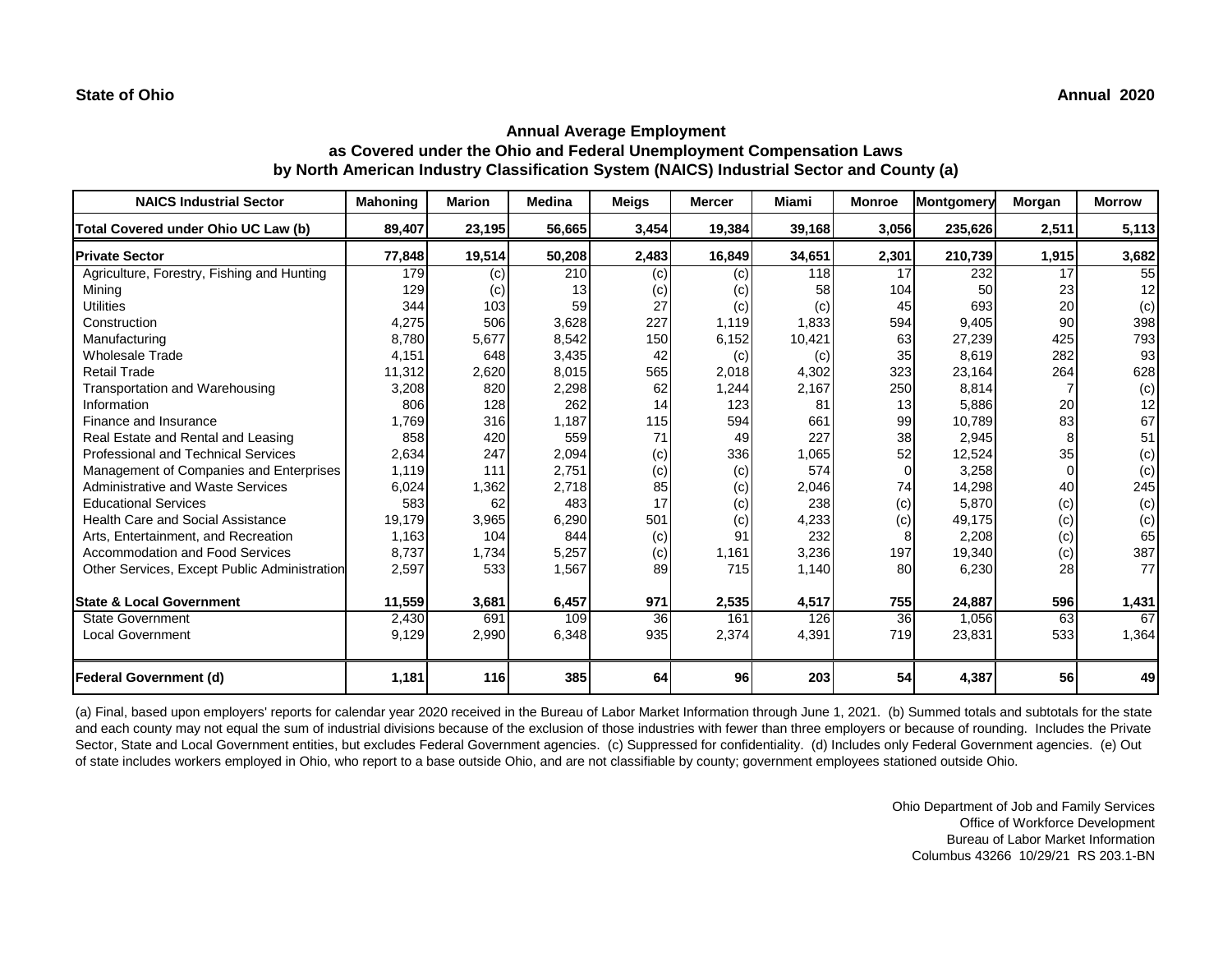**State of Ohio** **Annual 2020**

## Annual Average Employment
### as Covered under the Ohio and Federal Unemployment Compensation Laws
### by North American Industry Classification System (NAICS) Industrial Sector and County (a)

| NAICS Industrial Sector | Mahoning | Marion | Medina | Meigs | Mercer | Miami | Monroe | Montgomery | Morgan | Morrow |
|---|---|---|---|---|---|---|---|---|---|---|
| **Total Covered under Ohio UC Law (b)** | **89,407** | **23,195** | **56,665** | **3,454** | **19,384** | **39,168** | **3,056** | **235,626** | **2,511** | **5,113** |
| **Private Sector** | **77,848** | **19,514** | **50,208** | **2,483** | **16,849** | **34,651** | **2,301** | **210,739** | **1,915** | **3,682** |
| Agriculture, Forestry, Fishing and Hunting | 179 | (c) | 210 | (c) | (c) | 118 | 17 | 232 | 17 | 55 |
| Mining | 129 | (c) | 13 | (c) | (c) | 58 | 104 | 50 | 23 | 12 |
| Utilities | 344 | 103 | 59 | 27 | (c) | (c) | 45 | 693 | 20 | (c) |
| Construction | 4,275 | 506 | 3,628 | 227 | 1,119 | 1,833 | 594 | 9,405 | 90 | 398 |
| Manufacturing | 8,780 | 5,677 | 8,542 | 150 | 6,152 | 10,421 | 63 | 27,239 | 425 | 793 |
| Wholesale Trade | 4,151 | 648 | 3,435 | 42 | (c) | (c) | 35 | 8,619 | 282 | 93 |
| Retail Trade | 11,312 | 2,620 | 8,015 | 565 | 2,018 | 4,302 | 323 | 23,164 | 264 | 628 |
| Transportation and Warehousing | 3,208 | 820 | 2,298 | 62 | 1,244 | 2,167 | 250 | 8,814 | 7 | (c) |
| Information | 806 | 128 | 262 | 14 | 123 | 81 | 13 | 5,886 | 20 | 12 |
| Finance and Insurance | 1,769 | 316 | 1,187 | 115 | 594 | 661 | 99 | 10,789 | 83 | 67 |
| Real Estate and Rental and Leasing | 858 | 420 | 559 | 71 | 49 | 227 | 38 | 2,945 | 8 | 51 |
| Professional and Technical Services | 2,634 | 247 | 2,094 | (c) | 336 | 1,065 | 52 | 12,524 | 35 | (c) |
| Management of Companies and Enterprises | 1,119 | 111 | 2,751 | (c) | (c) | 574 | 0 | 3,258 | 0 | (c) |
| Administrative and Waste Services | 6,024 | 1,362 | 2,718 | 85 | (c) | 2,046 | 74 | 14,298 | 40 | 245 |
| Educational Services | 583 | 62 | 483 | 17 | (c) | 238 | (c) | 5,870 | (c) | (c) |
| Health Care and Social Assistance | 19,179 | 3,965 | 6,290 | 501 | (c) | 4,233 | (c) | 49,175 | (c) | (c) |
| Arts, Entertainment, and Recreation | 1,163 | 104 | 844 | (c) | 91 | 232 | 8 | 2,208 | (c) | 65 |
| Accommodation and Food Services | 8,737 | 1,734 | 5,257 | (c) | 1,161 | 3,236 | 197 | 19,340 | (c) | 387 |
| Other Services, Except Public Administration | 2,597 | 533 | 1,567 | 89 | 715 | 1,140 | 80 | 6,230 | 28 | 77 |
| **State & Local Government** | **11,559** | **3,681** | **6,457** | **971** | **2,535** | **4,517** | **755** | **24,887** | **596** | **1,431** |
| State Government | 2,430 | 691 | 109 | 36 | 161 | 126 | 36 | 1,056 | 63 | 67 |
| Local Government | 9,129 | 2,990 | 6,348 | 935 | 2,374 | 4,391 | 719 | 23,831 | 533 | 1,364 |
| **Federal Government (d)** | **1,181** | **116** | **385** | **64** | **96** | **203** | **54** | **4,387** | **56** | **49** |

(a) Final, based upon employers' reports for calendar year 2020 received in the Bureau of Labor Market Information through June 1, 2021. (b) Summed totals and subtotals for the state and each county may not equal the sum of industrial divisions because of the exclusion of those industries with fewer than three employers or because of rounding. Includes the Private Sector, State and Local Government entities, but excludes Federal Government agencies. (c) Suppressed for confidentiality. (d) Includes only Federal Government agencies. (e) Out of state includes workers employed in Ohio, who report to a base outside Ohio, and are not classifiable by county; government employees stationed outside Ohio.

Ohio Department of Job and Family Services
Office of Workforce Development
Bureau of Labor Market Information
Columbus 43266 10/29/21 RS 203.1-BN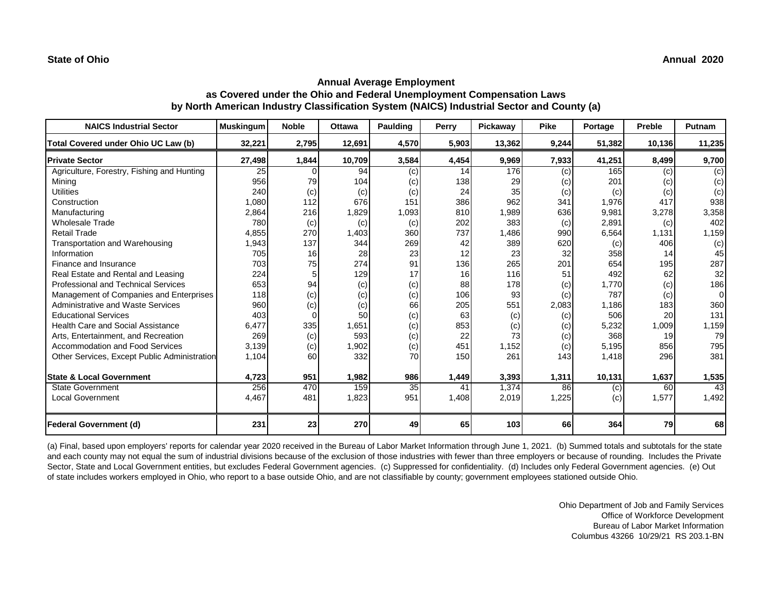**State of Ohio** **Annual 2020**

## Annual Average Employment
## as Covered under the Ohio and Federal Unemployment Compensation Laws
## by North American Industry Classification System (NAICS) Industrial Sector and County (a)

| NAICS Industrial Sector | Muskingum | Noble | Ottawa | Paulding | Perry | Pickaway | Pike | Portage | Preble | Putnam |
|---|---|---|---|---|---|---|---|---|---|---|
| **Total Covered under Ohio UC Law (b)** | **32,221** | **2,795** | **12,691** | **4,570** | **5,903** | **13,362** | **9,244** | **51,382** | **10,136** | **11,235** |
| **Private Sector** | **27,498** | **1,844** | **10,709** | **3,584** | **4,454** | **9,969** | **7,933** | **41,251** | **8,499** | **9,700** |
| Agriculture, Forestry, Fishing and Hunting | 25 | 0 | 94 | (c) | 14 | 176 | (c) | 165 | (c) | (c) |
| Mining | 956 | 79 | 104 | (c) | 138 | 29 | (c) | 201 | (c) | (c) |
| Utilities | 240 | (c) | (c) | (c) | 24 | 35 | (c) | (c) | (c) | (c) |
| Construction | 1,080 | 112 | 676 | 151 | 386 | 962 | 341 | 1,976 | 417 | 938 |
| Manufacturing | 2,864 | 216 | 1,829 | 1,093 | 810 | 1,989 | 636 | 9,981 | 3,278 | 3,358 |
| Wholesale Trade | 780 | (c) | (c) | (c) | 202 | 383 | (c) | 2,891 | (c) | 402 |
| Retail Trade | 4,855 | 270 | 1,403 | 360 | 737 | 1,486 | 990 | 6,564 | 1,131 | 1,159 |
| Transportation and Warehousing | 1,943 | 137 | 344 | 269 | 42 | 389 | 620 | (c) | 406 | (c) |
| Information | 705 | 16 | 28 | 23 | 12 | 23 | 32 | 358 | 14 | 45 |
| Finance and Insurance | 703 | 75 | 274 | 91 | 136 | 265 | 201 | 654 | 195 | 287 |
| Real Estate and Rental and Leasing | 224 | 5 | 129 | 17 | 16 | 116 | 51 | 492 | 62 | 32 |
| Professional and Technical Services | 653 | 94 | (c) | (c) | 88 | 178 | (c) | 1,770 | (c) | 186 |
| Management of Companies and Enterprises | 118 | (c) | (c) | (c) | 106 | 93 | (c) | 787 | (c) | 0 |
| Administrative and Waste Services | 960 | (c) | (c) | 66 | 205 | 551 | 2,083 | 1,186 | 183 | 360 |
| Educational Services | 403 | 0 | 50 | (c) | 63 | (c) | (c) | 506 | 20 | 131 |
| Health Care and Social Assistance | 6,477 | 335 | 1,651 | (c) | 853 | (c) | (c) | 5,232 | 1,009 | 1,159 |
| Arts, Entertainment, and Recreation | 269 | (c) | 593 | (c) | 22 | 73 | (c) | 368 | 19 | 79 |
| Accommodation and Food Services | 3,139 | (c) | 1,902 | (c) | 451 | 1,152 | (c) | 5,195 | 856 | 795 |
| Other Services, Except Public Administration | 1,104 | 60 | 332 | 70 | 150 | 261 | 143 | 1,418 | 296 | 381 |
| **State & Local Government** | **4,723** | **951** | **1,982** | **986** | **1,449** | **3,393** | **1,311** | **10,131** | **1,637** | **1,535** |
| State Government | 256 | 470 | 159 | 35 | 41 | 1,374 | 86 | (c) | 60 | 43 |
| Local Government | 4,467 | 481 | 1,823 | 951 | 1,408 | 2,019 | 1,225 | (c) | 1,577 | 1,492 |
| **Federal Government (d)** | **231** | **23** | **270** | **49** | **65** | **103** | **66** | **364** | **79** | **68** |

(a) Final, based upon employers' reports for calendar year 2020 received in the Bureau of Labor Market Information through June 1, 2021. (b) Summed totals and subtotals for the state and each county may not equal the sum of industrial divisions because of the exclusion of those industries with fewer than three employers or because of rounding. Includes the Private Sector, State and Local Government entities, but excludes Federal Government agencies. (c) Suppressed for confidentiality. (d) Includes only Federal Government agencies. (e) Out of state includes workers employed in Ohio, who report to a base outside Ohio, and are not classifiable by county; government employees stationed outside Ohio.

Ohio Department of Job and Family Services
Office of Workforce Development
Bureau of Labor Market Information
Columbus 43266 10/29/21 RS 203.1-BN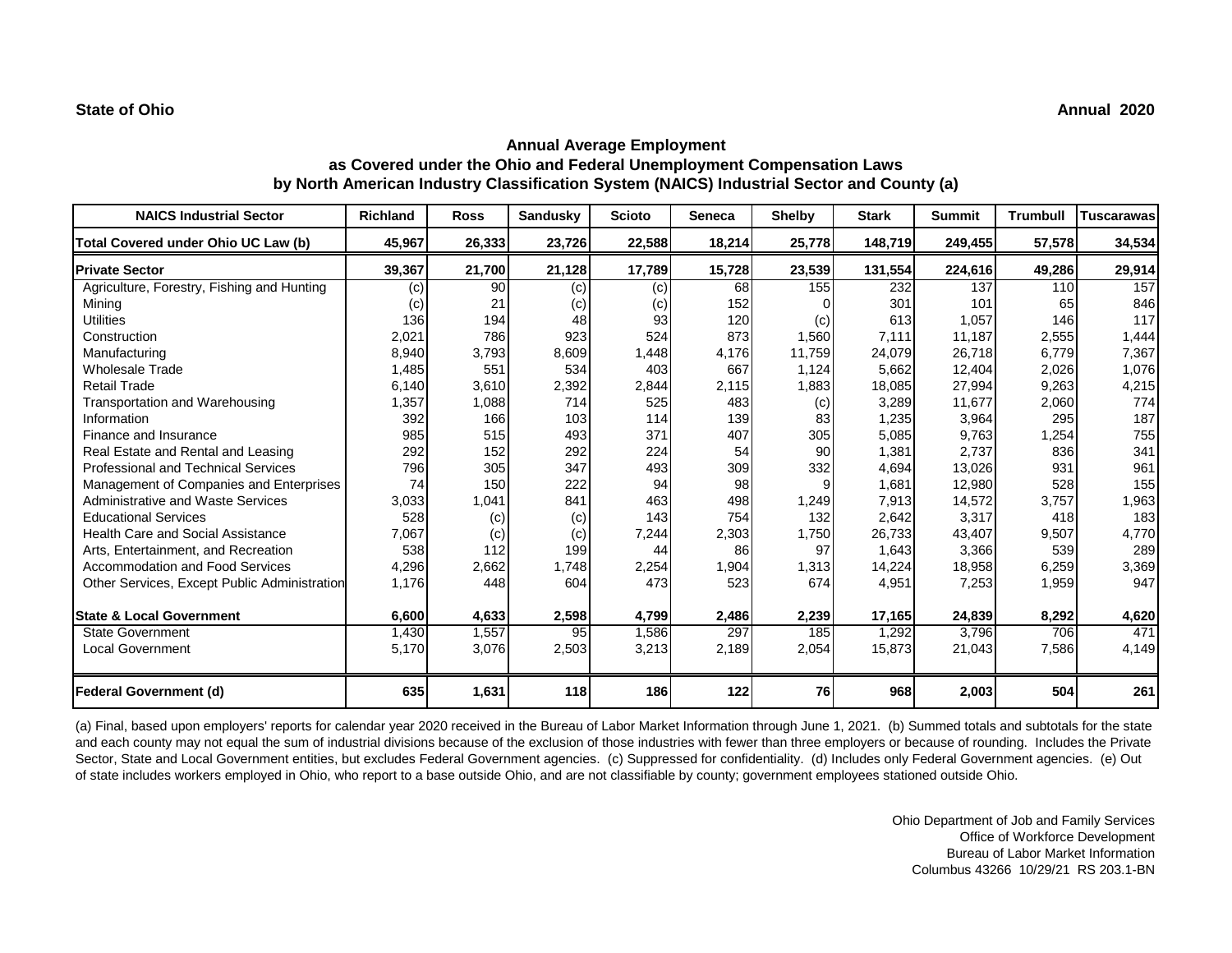**State of Ohio** **Annual 2020**

## Annual Average Employment as Covered under the Ohio and Federal Unemployment Compensation Laws by North American Industry Classification System (NAICS) Industrial Sector and County (a)

| NAICS Industrial Sector | Richland | Ross | Sandusky | Scioto | Seneca | Shelby | Stark | Summit | Trumbull | Tuscarawas |
|---|---|---|---|---|---|---|---|---|---|---|
| **Total Covered under Ohio UC Law (b)** | **45,967** | **26,333** | **23,726** | **22,588** | **18,214** | **25,778** | **148,719** | **249,455** | **57,578** | **34,534** |
| **Private Sector** | **39,367** | **21,700** | **21,128** | **17,789** | **15,728** | **23,539** | **131,554** | **224,616** | **49,286** | **29,914** |
| Agriculture, Forestry, Fishing and Hunting | (c) | 90 | (c) | (c) | 68 | 155 | 232 | 137 | 110 | 157 |
| Mining | (c) | 21 | (c) | (c) | 152 | 0 | 301 | 101 | 65 | 846 |
| Utilities | 136 | 194 | 48 | 93 | 120 | (c) | 613 | 1,057 | 146 | 117 |
| Construction | 2,021 | 786 | 923 | 524 | 873 | 1,560 | 7,111 | 11,187 | 2,555 | 1,444 |
| Manufacturing | 8,940 | 3,793 | 8,609 | 1,448 | 4,176 | 11,759 | 24,079 | 26,718 | 6,779 | 7,367 |
| Wholesale Trade | 1,485 | 551 | 534 | 403 | 667 | 1,124 | 5,662 | 12,404 | 2,026 | 1,076 |
| Retail Trade | 6,140 | 3,610 | 2,392 | 2,844 | 2,115 | 1,883 | 18,085 | 27,994 | 9,263 | 4,215 |
| Transportation and Warehousing | 1,357 | 1,088 | 714 | 525 | 483 | (c) | 3,289 | 11,677 | 2,060 | 774 |
| Information | 392 | 166 | 103 | 114 | 139 | 83 | 1,235 | 3,964 | 295 | 187 |
| Finance and Insurance | 985 | 515 | 493 | 371 | 407 | 305 | 5,085 | 9,763 | 1,254 | 755 |
| Real Estate and Rental and Leasing | 292 | 152 | 292 | 224 | 54 | 90 | 1,381 | 2,737 | 836 | 341 |
| Professional and Technical Services | 796 | 305 | 347 | 493 | 309 | 332 | 4,694 | 13,026 | 931 | 961 |
| Management of Companies and Enterprises | 74 | 150 | 222 | 94 | 98 | 9 | 1,681 | 12,980 | 528 | 155 |
| Administrative and Waste Services | 3,033 | 1,041 | 841 | 463 | 498 | 1,249 | 7,913 | 14,572 | 3,757 | 1,963 |
| Educational Services | 528 | (c) | (c) | 143 | 754 | 132 | 2,642 | 3,317 | 418 | 183 |
| Health Care and Social Assistance | 7,067 | (c) | (c) | 7,244 | 2,303 | 1,750 | 26,733 | 43,407 | 9,507 | 4,770 |
| Arts, Entertainment, and Recreation | 538 | 112 | 199 | 44 | 86 | 97 | 1,643 | 3,366 | 539 | 289 |
| Accommodation and Food Services | 4,296 | 2,662 | 1,748 | 2,254 | 1,904 | 1,313 | 14,224 | 18,958 | 6,259 | 3,369 |
| Other Services, Except Public Administration | 1,176 | 448 | 604 | 473 | 523 | 674 | 4,951 | 7,253 | 1,959 | 947 |
| **State & Local Government** | **6,600** | **4,633** | **2,598** | **4,799** | **2,486** | **2,239** | **17,165** | **24,839** | **8,292** | **4,620** |
| State Government | 1,430 | 1,557 | 95 | 1,586 | 297 | 185 | 1,292 | 3,796 | 706 | 471 |
| Local Government | 5,170 | 3,076 | 2,503 | 3,213 | 2,189 | 2,054 | 15,873 | 21,043 | 7,586 | 4,149 |
| **Federal Government (d)** | **635** | **1,631** | **118** | **186** | **122** | **76** | **968** | **2,003** | **504** | **261** |

(a) Final, based upon employers' reports for calendar year 2020 received in the Bureau of Labor Market Information through June 1, 2021. (b) Summed totals and subtotals for the state and each county may not equal the sum of industrial divisions because of the exclusion of those industries with fewer than three employers or because of rounding. Includes the Private Sector, State and Local Government entities, but excludes Federal Government agencies. (c) Suppressed for confidentiality. (d) Includes only Federal Government agencies. (e) Out of state includes workers employed in Ohio, who report to a base outside Ohio, and are not classifiable by county; government employees stationed outside Ohio.

Ohio Department of Job and Family Services
Office of Workforce Development
Bureau of Labor Market Information
Columbus 43266 10/29/21 RS 203.1-BN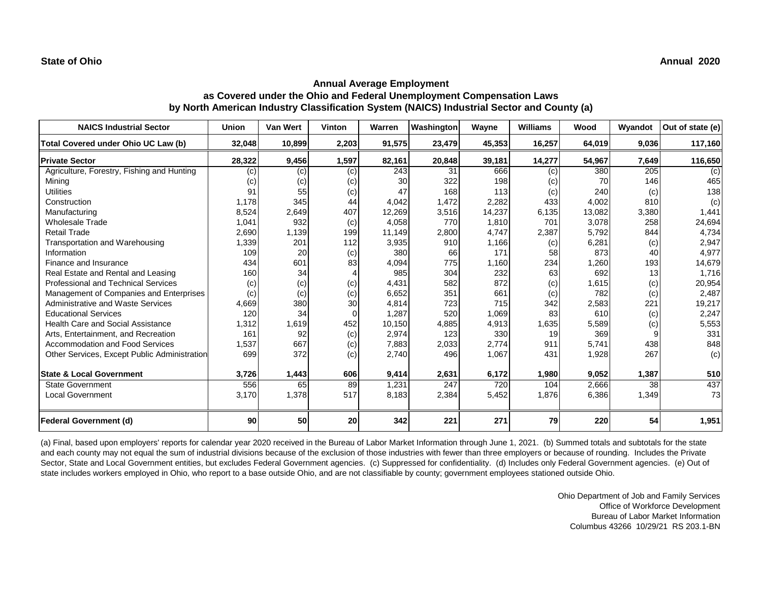**State of Ohio** **Annual 2020**

## Annual Average Employment
## as Covered under the Ohio and Federal Unemployment Compensation Laws
## by North American Industry Classification System (NAICS) Industrial Sector and County (a)

| NAICS Industrial Sector | Union | Van Wert | Vinton | Warren | Washington | Wayne | Williams | Wood | Wyandot | Out of state (e) |
|---|---|---|---|---|---|---|---|---|---|---|
| **Total Covered under Ohio UC Law (b)** | **32,048** | **10,899** | **2,203** | **91,575** | **23,479** | **45,353** | **16,257** | **64,019** | **9,036** | **117,160** |
| **Private Sector** | **28,322** | **9,456** | **1,597** | **82,161** | **20,848** | **39,181** | **14,277** | **54,967** | **7,649** | **116,650** |
| Agriculture, Forestry, Fishing and Hunting | (c) | (c) | (c) | 243 | 31 | 666 | (c) | 380 | 205 | (c) |
| Mining | (c) | (c) | (c) | 30 | 322 | 198 | (c) | 70 | 146 | 465 |
| Utilities | 91 | 55 | (c) | 47 | 168 | 113 | (c) | 240 | (c) | 138 |
| Construction | 1,178 | 345 | 44 | 4,042 | 1,472 | 2,282 | 433 | 4,002 | 810 | (c) |
| Manufacturing | 8,524 | 2,649 | 407 | 12,269 | 3,516 | 14,237 | 6,135 | 13,082 | 3,380 | 1,441 |
| Wholesale Trade | 1,041 | 932 | (c) | 4,058 | 770 | 1,810 | 701 | 3,078 | 258 | 24,694 |
| Retail Trade | 2,690 | 1,139 | 199 | 11,149 | 2,800 | 4,747 | 2,387 | 5,792 | 844 | 4,734 |
| Transportation and Warehousing | 1,339 | 201 | 112 | 3,935 | 910 | 1,166 | (c) | 6,281 | (c) | 2,947 |
| Information | 109 | 20 | (c) | 380 | 66 | 171 | 58 | 873 | 40 | 4,977 |
| Finance and Insurance | 434 | 601 | 83 | 4,094 | 775 | 1,160 | 234 | 1,260 | 193 | 14,679 |
| Real Estate and Rental and Leasing | 160 | 34 | 4 | 985 | 304 | 232 | 63 | 692 | 13 | 1,716 |
| Professional and Technical Services | (c) | (c) | (c) | 4,431 | 582 | 872 | (c) | 1,615 | (c) | 20,954 |
| Management of Companies and Enterprises | (c) | (c) | (c) | 6,652 | 351 | 661 | (c) | 782 | (c) | 2,487 |
| Administrative and Waste Services | 4,669 | 380 | 30 | 4,814 | 723 | 715 | 342 | 2,583 | 221 | 19,217 |
| Educational Services | 120 | 34 | 0 | 1,287 | 520 | 1,069 | 83 | 610 | (c) | 2,247 |
| Health Care and Social Assistance | 1,312 | 1,619 | 452 | 10,150 | 4,885 | 4,913 | 1,635 | 5,589 | (c) | 5,553 |
| Arts, Entertainment, and Recreation | 161 | 92 | (c) | 2,974 | 123 | 330 | 19 | 369 | 9 | 331 |
| Accommodation and Food Services | 1,537 | 667 | (c) | 7,883 | 2,033 | 2,774 | 911 | 5,741 | 438 | 848 |
| Other Services, Except Public Administration | 699 | 372 | (c) | 2,740 | 496 | 1,067 | 431 | 1,928 | 267 | (c) |
| **State & Local Government** | **3,726** | **1,443** | **606** | **9,414** | **2,631** | **6,172** | **1,980** | **9,052** | **1,387** | **510** |
| State Government | 556 | 65 | 89 | 1,231 | 247 | 720 | 104 | 2,666 | 38 | 437 |
| Local Government | 3,170 | 1,378 | 517 | 8,183 | 2,384 | 5,452 | 1,876 | 6,386 | 1,349 | 73 |
| **Federal Government (d)** | **90** | **50** | **20** | **342** | **221** | **271** | **79** | **220** | **54** | **1,951** |

(a) Final, based upon employers' reports for calendar year 2020 received in the Bureau of Labor Market Information through June 1, 2021. (b) Summed totals and subtotals for the state and each county may not equal the sum of industrial divisions because of the exclusion of those industries with fewer than three employers or because of rounding. Includes the Private Sector, State and Local Government entities, but excludes Federal Government agencies. (c) Suppressed for confidentiality. (d) Includes only Federal Government agencies. (e) Out of state includes workers employed in Ohio, who report to a base outside Ohio, and are not classifiable by county; government employees stationed outside Ohio.

Ohio Department of Job and Family Services
Office of Workforce Development
Bureau of Labor Market Information
Columbus 43266 10/29/21 RS 203.1-BN